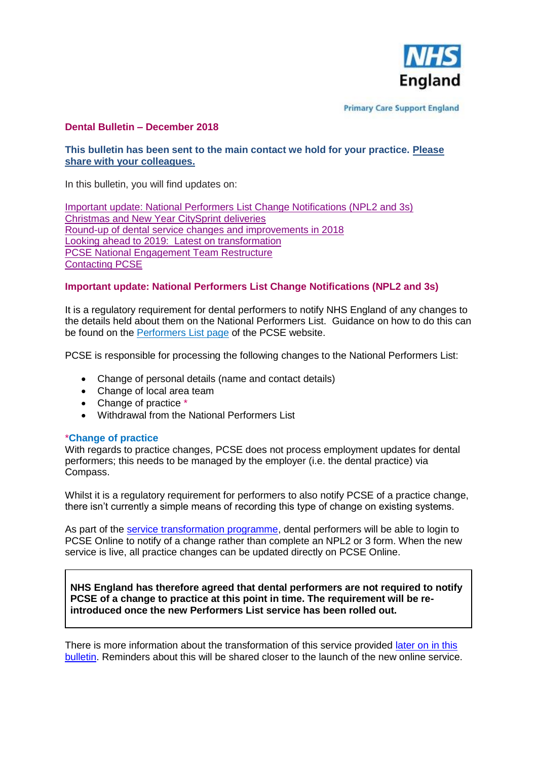NHS England

Primary Care Support England

## Dental Bulletin – December 2018

**This bulletin has been sent to the main contact we hold for your practice. Please share with your colleagues.**

In this bulletin, you will find updates on:

Important update: National Performers List Change Notifications (NPL2 and 3s)
Christmas and New Year CitySprint deliveries
Round-up of dental service changes and improvements in 2018
Looking ahead to 2019: Latest on transformation
PCSE National Engagement Team Restructure
Contacting PCSE

### Important update: National Performers List Change Notifications (NPL2 and 3s)

It is a regulatory requirement for dental performers to notify NHS England of any changes to the details held about them on the National Performers List. Guidance on how to do this can be found on the Performers List page of the PCSE website.

PCSE is responsible for processing the following changes to the National Performers List:

- Change of personal details (name and contact details)
- Change of local area team
- Change of practice *
- Withdrawal from the National Performers List

***Change of practice**

With regards to practice changes, PCSE does not process employment updates for dental performers; this needs to be managed by the employer (i.e. the dental practice) via Compass.

Whilst it is a regulatory requirement for performers to also notify PCSE of a practice change, there isn't currently a simple means of recording this type of change on existing systems.

As part of the service transformation programme, dental performers will be able to login to PCSE Online to notify of a change rather than complete an NPL2 or 3 form. When the new service is live, all practice changes can be updated directly on PCSE Online.

**NHS England has therefore agreed that dental performers are not required to notify PCSE of a change to practice at this point in time. The requirement will be re-introduced once the new Performers List service has been rolled out.**

There is more information about the transformation of this service provided later on in this bulletin. Reminders about this will be shared closer to the launch of the new online service.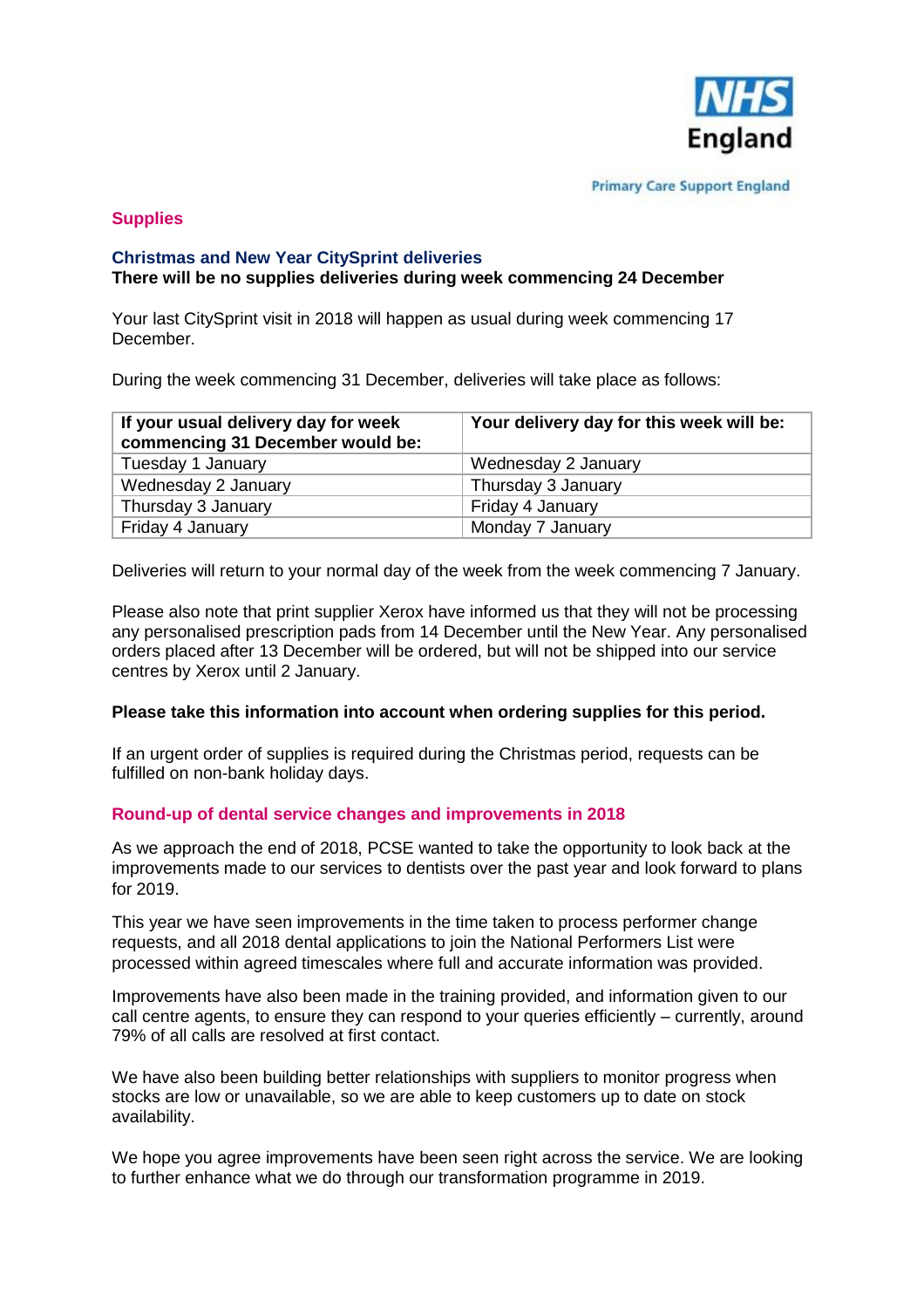## Supplies

### Christmas and New Year CitySprint deliveries

**There will be no supplies deliveries during week commencing 24 December**

Your last CitySprint visit in 2018 will happen as usual during week commencing 17 December.

During the week commencing 31 December, deliveries will take place as follows:

| If your usual delivery day for week commencing 31 December would be: | Your delivery day for this week will be: |
|---|---|
| Tuesday 1 January | Wednesday 2 January |
| Wednesday 2 January | Thursday 3 January |
| Thursday 3 January | Friday 4 January |
| Friday 4 January | Monday 7 January |

Deliveries will return to your normal day of the week from the week commencing 7 January.

Please also note that print supplier Xerox have informed us that they will not be processing any personalised prescription pads from 14 December until the New Year. Any personalised orders placed after 13 December will be ordered, but will not be shipped into our service centres by Xerox until 2 January.

**Please take this information into account when ordering supplies for this period.**

If an urgent order of supplies is required during the Christmas period, requests can be fulfilled on non-bank holiday days.

### Round-up of dental service changes and improvements in 2018

As we approach the end of 2018, PCSE wanted to take the opportunity to look back at the improvements made to our services to dentists over the past year and look forward to plans for 2019.

This year we have seen improvements in the time taken to process performer change requests, and all 2018 dental applications to join the National Performers List were processed within agreed timescales where full and accurate information was provided.

Improvements have also been made in the training provided, and information given to our call centre agents, to ensure they can respond to your queries efficiently – currently, around 79% of all calls are resolved at first contact.

We have also been building better relationships with suppliers to monitor progress when stocks are low or unavailable, so we are able to keep customers up to date on stock availability.

We hope you agree improvements have been seen right across the service. We are looking to further enhance what we do through our transformation programme in 2019.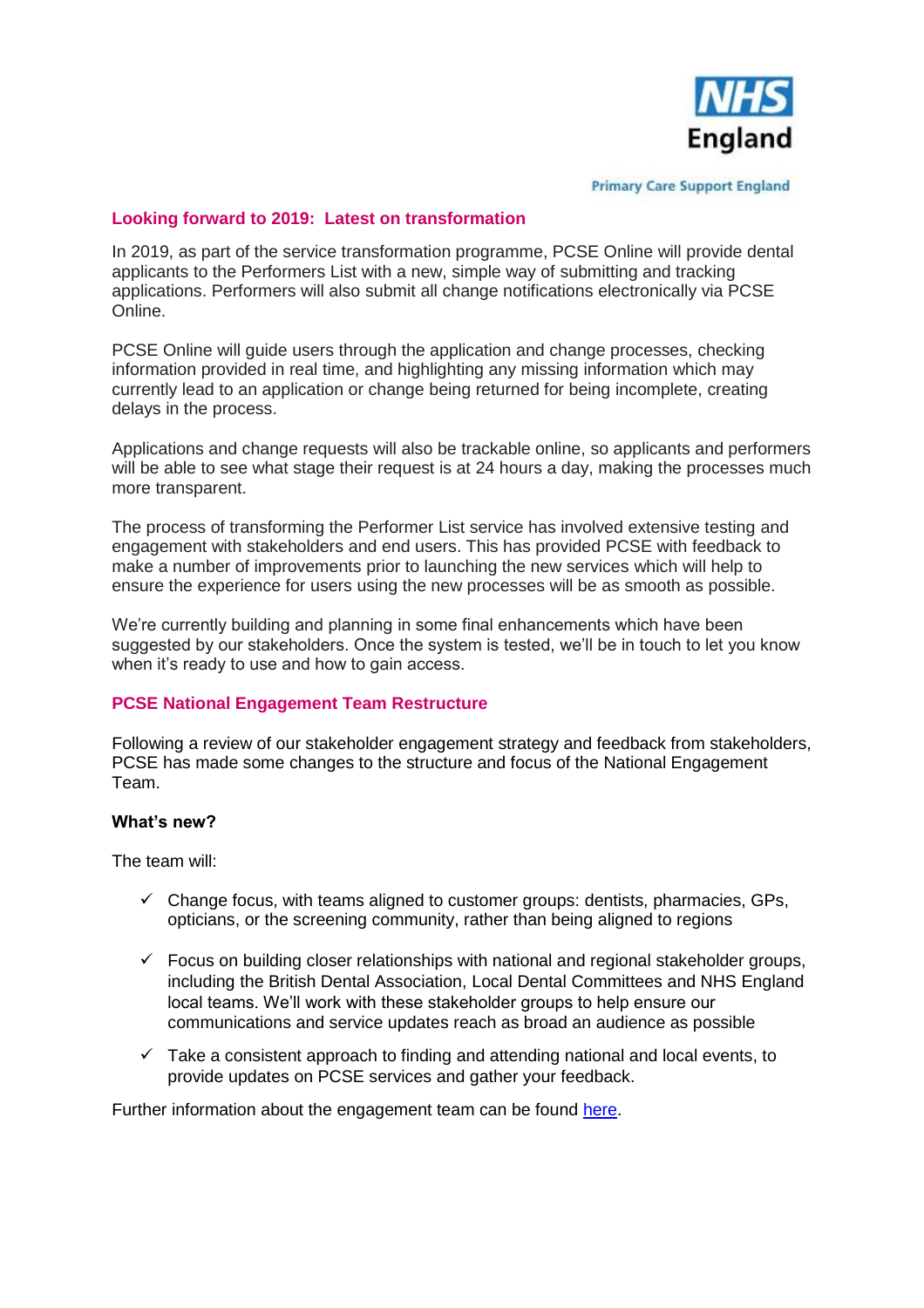## Looking forward to 2019: Latest on transformation

In 2019, as part of the service transformation programme, PCSE Online will provide dental applicants to the Performers List with a new, simple way of submitting and tracking applications. Performers will also submit all change notifications electronically via PCSE Online.

PCSE Online will guide users through the application and change processes, checking information provided in real time, and highlighting any missing information which may currently lead to an application or change being returned for being incomplete, creating delays in the process.

Applications and change requests will also be trackable online, so applicants and performers will be able to see what stage their request is at 24 hours a day, making the processes much more transparent.

The process of transforming the Performer List service has involved extensive testing and engagement with stakeholders and end users. This has provided PCSE with feedback to make a number of improvements prior to launching the new services which will help to ensure the experience for users using the new processes will be as smooth as possible.

We're currently building and planning in some final enhancements which have been suggested by our stakeholders. Once the system is tested, we'll be in touch to let you know when it's ready to use and how to gain access.

## PCSE National Engagement Team Restructure

Following a review of our stakeholder engagement strategy and feedback from stakeholders, PCSE has made some changes to the structure and focus of the National Engagement Team.

**What's new?**

The team will:

- ✓ Change focus, with teams aligned to customer groups: dentists, pharmacies, GPs, opticians, or the screening community, rather than being aligned to regions
- ✓ Focus on building closer relationships with national and regional stakeholder groups, including the British Dental Association, Local Dental Committees and NHS England local teams. We'll work with these stakeholder groups to help ensure our communications and service updates reach as broad an audience as possible
- ✓ Take a consistent approach to finding and attending national and local events, to provide updates on PCSE services and gather your feedback.

Further information about the engagement team can be found here.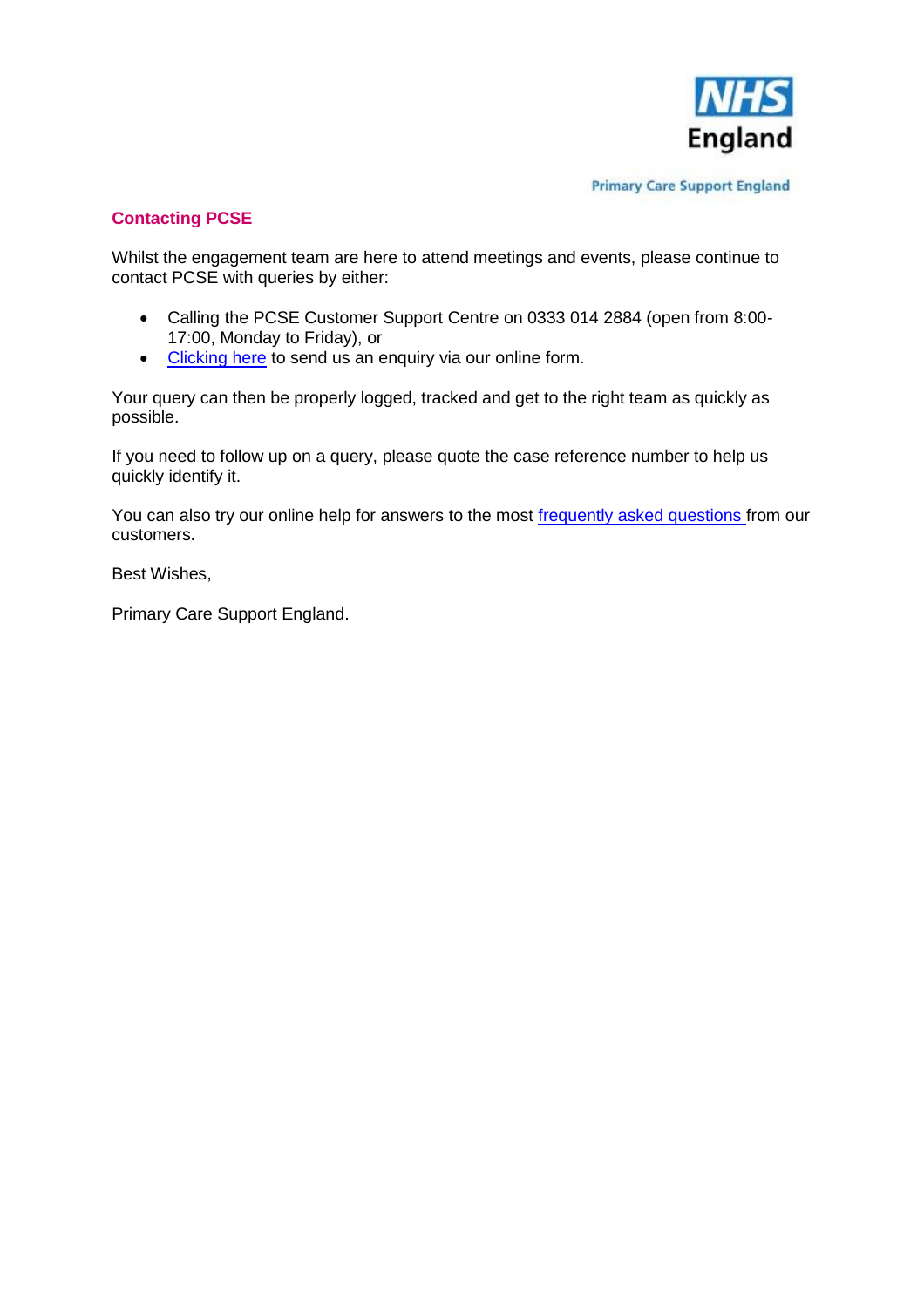NHS England

Primary Care Support England

## Contacting PCSE

Whilst the engagement team are here to attend meetings and events, please continue to contact PCSE with queries by either:

- Calling the PCSE Customer Support Centre on 0333 014 2884 (open from 8:00-17:00, Monday to Friday), or
- Clicking here to send us an enquiry via our online form.

Your query can then be properly logged, tracked and get to the right team as quickly as possible.

If you need to follow up on a query, please quote the case reference number to help us quickly identify it.

You can also try our online help for answers to the most frequently asked questions from our customers.

Best Wishes,

Primary Care Support England.